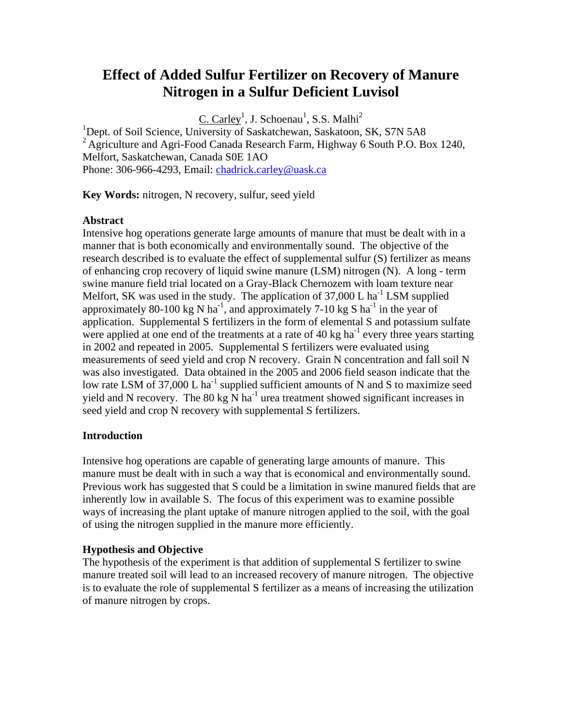# Effect of Added Sulfur Fertilizer on Recovery of Manure Nitrogen in a Sulfur Deficient Luvisol

C. Carley[1], J. Schoenau[1], S.S. Malhi[2]

[1]Dept. of Soil Science, University of Saskatchewan, Saskatoon, SK, S7N 5A8
[2] Agriculture and Agri-Food Canada Research Farm, Highway 6 South P.O. Box 1240, Melfort, Saskatchewan, Canada S0E 1AO
Phone: 306-966-4293, Email: chadrick.carley@uask.ca

**Key Words:** nitrogen, N recovery, sulfur, seed yield

### Abstract

Intensive hog operations generate large amounts of manure that must be dealt with in a manner that is both economically and environmentally sound. The objective of the research described is to evaluate the effect of supplemental sulfur (S) fertilizer as means of enhancing crop recovery of liquid swine manure (LSM) nitrogen (N). A long - term swine manure field trial located on a Gray-Black Chernozem with loam texture near Melfort, SK was used in the study. The application of 37,000 L ha$^{-1}$ LSM supplied approximately 80-100 kg N ha$^{-1}$, and approximately 7-10 kg S ha$^{-1}$ in the year of application. Supplemental S fertilizers in the form of elemental S and potassium sulfate were applied at one end of the treatments at a rate of 40 kg ha$^{-1}$ every three years starting in 2002 and repeated in 2005. Supplemental S fertilizers were evaluated using measurements of seed yield and crop N recovery. Grain N concentration and fall soil N was also investigated. Data obtained in the 2005 and 2006 field season indicate that the low rate LSM of 37,000 L ha$^{-1}$ supplied sufficient amounts of N and S to maximize seed yield and N recovery. The 80 kg N ha$^{-1}$ urea treatment showed significant increases in seed yield and crop N recovery with supplemental S fertilizers.

### Introduction

Intensive hog operations are capable of generating large amounts of manure. This manure must be dealt with in such a way that is economical and environmentally sound. Previous work has suggested that S could be a limitation in swine manured fields that are inherently low in available S. The focus of this experiment was to examine possible ways of increasing the plant uptake of manure nitrogen applied to the soil, with the goal of using the nitrogen supplied in the manure more efficiently.

### Hypothesis and Objective

The hypothesis of the experiment is that addition of supplemental S fertilizer to swine manure treated soil will lead to an increased recovery of manure nitrogen. The objective is to evaluate the role of supplemental S fertilizer as a means of increasing the utilization of manure nitrogen by crops.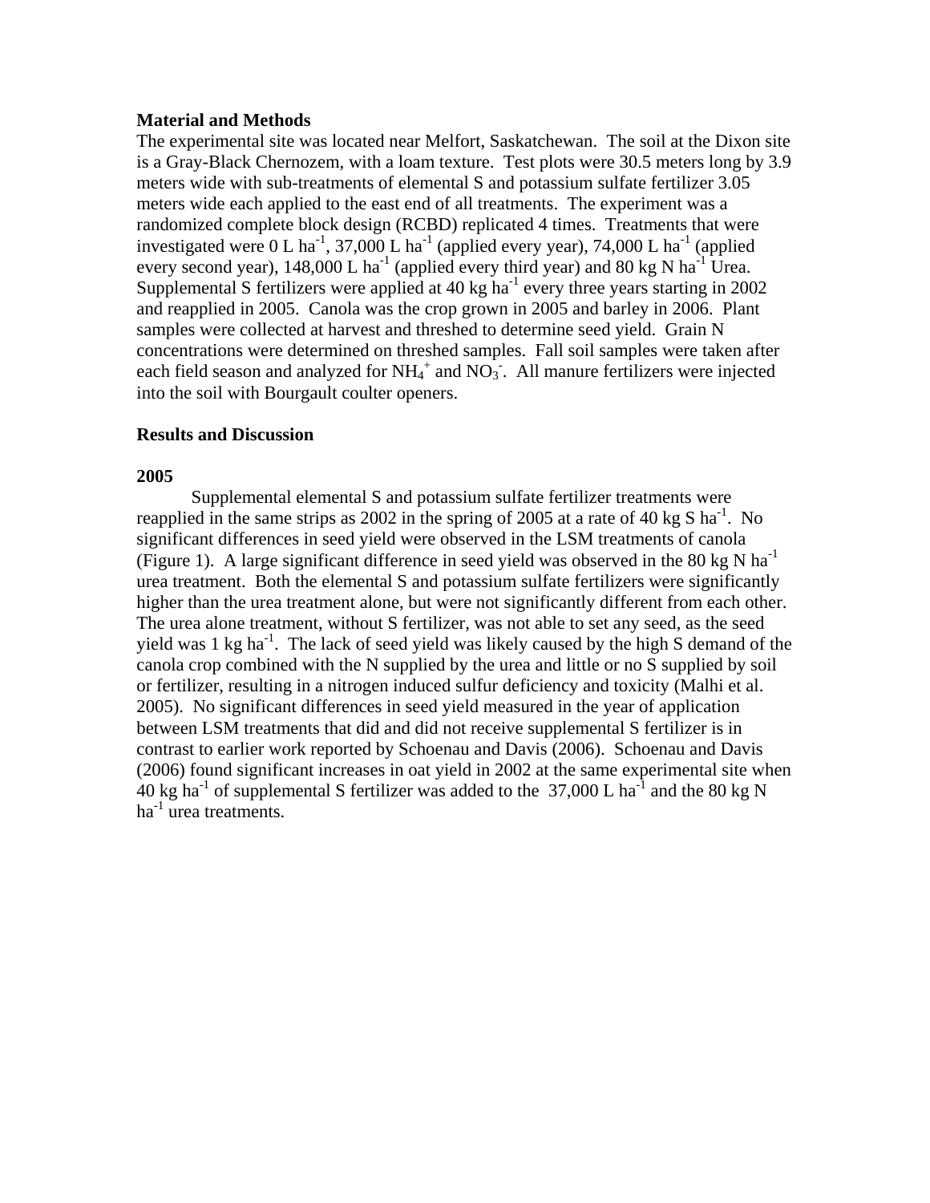## Material and Methods

The experimental site was located near Melfort, Saskatchewan. The soil at the Dixon site is a Gray-Black Chernozem, with a loam texture. Test plots were 30.5 meters long by 3.9 meters wide with sub-treatments of elemental S and potassium sulfate fertilizer 3.05 meters wide each applied to the east end of all treatments. The experiment was a randomized complete block design (RCBD) replicated 4 times. Treatments that were investigated were 0 L $ha^{-1}$, 37,000 L $ha^{-1}$ (applied every year), 74,000 L $ha^{-1}$ (applied every second year), 148,000 L $ha^{-1}$ (applied every third year) and 80 kg N $ha^{-1}$ Urea. Supplemental S fertilizers were applied at 40 kg $ha^{-1}$ every three years starting in 2002 and reapplied in 2005. Canola was the crop grown in 2005 and barley in 2006. Plant samples were collected at harvest and threshed to determine seed yield. Grain N concentrations were determined on threshed samples. Fall soil samples were taken after each field season and analyzed for $NH_4^+$ and $NO_3^-$. All manure fertilizers were injected into the soil with Bourgault coulter openers.

## Results and Discussion

### 2005

Supplemental elemental S and potassium sulfate fertilizer treatments were reapplied in the same strips as 2002 in the spring of 2005 at a rate of 40 kg S $ha^{-1}$. No significant differences in seed yield were observed in the LSM treatments of canola (Figure 1). A large significant difference in seed yield was observed in the 80 kg N $ha^{-1}$ urea treatment. Both the elemental S and potassium sulfate fertilizers were significantly higher than the urea treatment alone, but were not significantly different from each other. The urea alone treatment, without S fertilizer, was not able to set any seed, as the seed yield was 1 kg $ha^{-1}$. The lack of seed yield was likely caused by the high S demand of the canola crop combined with the N supplied by the urea and little or no S supplied by soil or fertilizer, resulting in a nitrogen induced sulfur deficiency and toxicity (Malhi et al. 2005). No significant differences in seed yield measured in the year of application between LSM treatments that did and did not receive supplemental S fertilizer is in contrast to earlier work reported by Schoenau and Davis (2006). Schoenau and Davis (2006) found significant increases in oat yield in 2002 at the same experimental site when 40 kg $ha^{-1}$ of supplemental S fertilizer was added to the 37,000 L $ha^{-1}$ and the 80 kg N $ha^{-1}$ urea treatments.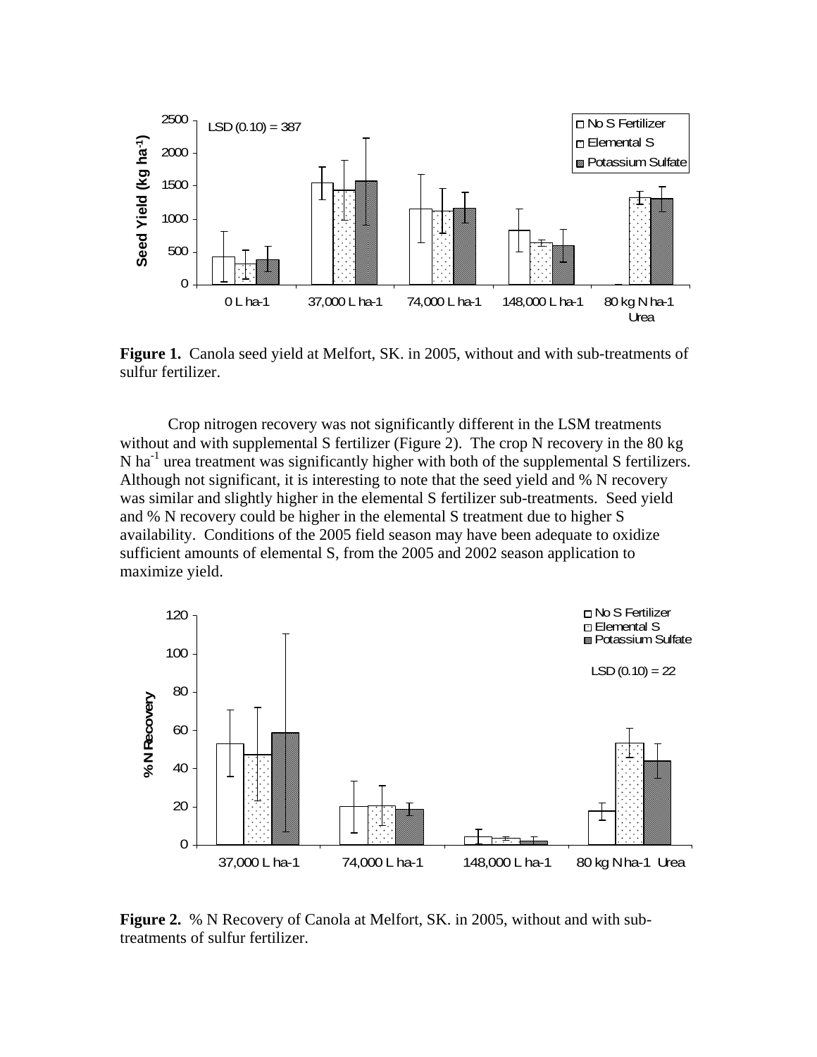**Figure 1.** Canola seed yield at Melfort, SK. in 2005, without and with sub-treatments of sulfur fertilizer.

Crop nitrogen recovery was not significantly different in the LSM treatments without and with supplemental S fertilizer (Figure 2). The crop N recovery in the 80 kg N ha$^{-1}$ urea treatment was significantly higher with both of the supplemental S fertilizers. Although not significant, it is interesting to note that the seed yield and % N recovery was similar and slightly higher in the elemental S fertilizer sub-treatments. Seed yield and % N recovery could be higher in the elemental S treatment due to higher S availability. Conditions of the 2005 field season may have been adequate to oxidize sufficient amounts of elemental S, from the 2005 and 2002 season application to maximize yield.

**Figure 2.** % N Recovery of Canola at Melfort, SK. in 2005, without and with sub-treatments of sulfur fertilizer.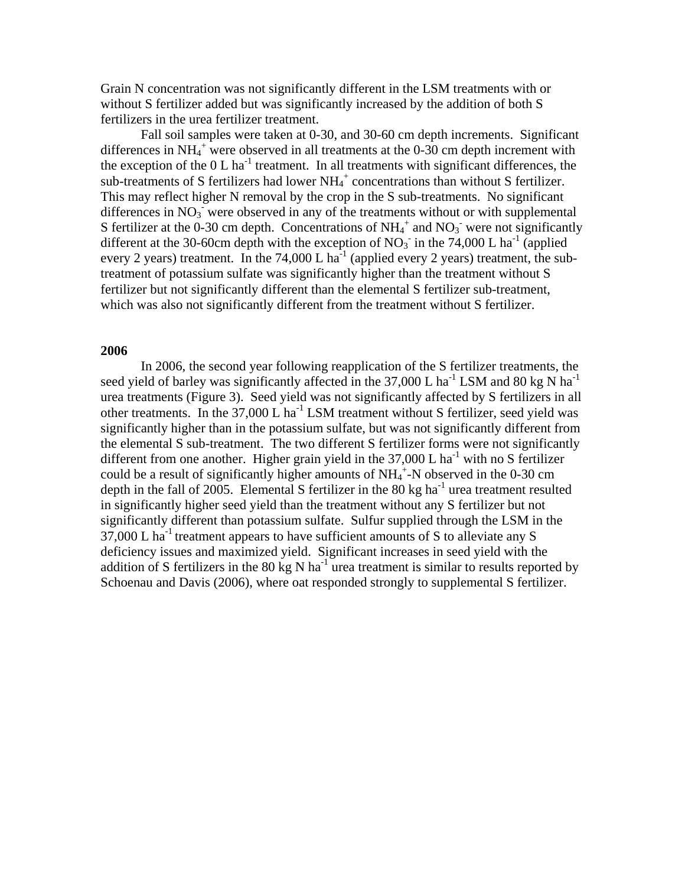Grain N concentration was not significantly different in the LSM treatments with or without S fertilizer added but was significantly increased by the addition of both S fertilizers in the urea fertilizer treatment.

Fall soil samples were taken at 0-30, and 30-60 cm depth increments. Significant differences in $NH_4^+$ were observed in all treatments at the 0-30 cm depth increment with the exception of the 0 L $ha^{-1}$ treatment. In all treatments with significant differences, the sub-treatments of S fertilizers had lower $NH_4^+$ concentrations than without S fertilizer. This may reflect higher N removal by the crop in the S sub-treatments. No significant differences in $NO_3^-$ were observed in any of the treatments without or with supplemental S fertilizer at the 0-30 cm depth. Concentrations of $NH_4^+$ and $NO_3^-$ were not significantly different at the 30-60cm depth with the exception of $NO_3^-$ in the 74,000 L $ha^{-1}$ (applied every 2 years) treatment. In the 74,000 L $ha^{-1}$ (applied every 2 years) treatment, the sub-treatment of potassium sulfate was significantly higher than the treatment without S fertilizer but not significantly different than the elemental S fertilizer sub-treatment, which was also not significantly different from the treatment without S fertilizer.

**2006**

In 2006, the second year following reapplication of the S fertilizer treatments, the seed yield of barley was significantly affected in the 37,000 L $ha^{-1}$ LSM and 80 kg N $ha^{-1}$ urea treatments (Figure 3). Seed yield was not significantly affected by S fertilizers in all other treatments. In the 37,000 L $ha^{-1}$ LSM treatment without S fertilizer, seed yield was significantly higher than in the potassium sulfate, but was not significantly different from the elemental S sub-treatment. The two different S fertilizer forms were not significantly different from one another. Higher grain yield in the 37,000 L $ha^{-1}$ with no S fertilizer could be a result of significantly higher amounts of $NH_4^+$-N observed in the 0-30 cm depth in the fall of 2005. Elemental S fertilizer in the 80 kg $ha^{-1}$ urea treatment resulted in significantly higher seed yield than the treatment without any S fertilizer but not significantly different than potassium sulfate. Sulfur supplied through the LSM in the 37,000 L $ha^{-1}$ treatment appears to have sufficient amounts of S to alleviate any S deficiency issues and maximized yield. Significant increases in seed yield with the addition of S fertilizers in the 80 kg N $ha^{-1}$ urea treatment is similar to results reported by Schoenau and Davis (2006), where oat responded strongly to supplemental S fertilizer.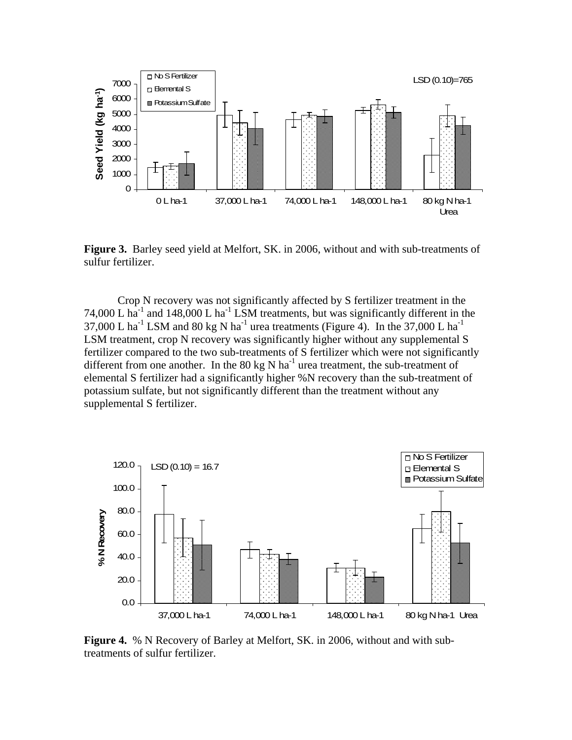**Figure 3.** Barley seed yield at Melfort, SK. in 2006, without and with sub-treatments of sulfur fertilizer.

Crop N recovery was not significantly affected by S fertilizer treatment in the 74,000 L $ha^{-1}$ and 148,000 L $ha^{-1}$ LSM treatments, but was significantly different in the 37,000 L $ha^{-1}$ LSM and 80 kg N $ha^{-1}$ urea treatments (Figure 4). In the 37,000 L $ha^{-1}$ LSM treatment, crop N recovery was significantly higher without any supplemental S fertilizer compared to the two sub-treatments of S fertilizer which were not significantly different from one another. In the 80 kg N $ha^{-1}$ urea treatment, the sub-treatment of elemental S fertilizer had a significantly higher %N recovery than the sub-treatment of potassium sulfate, but not significantly different than the treatment without any supplemental S fertilizer.

**Figure 4.** % N Recovery of Barley at Melfort, SK. in 2006, without and with sub-treatments of sulfur fertilizer.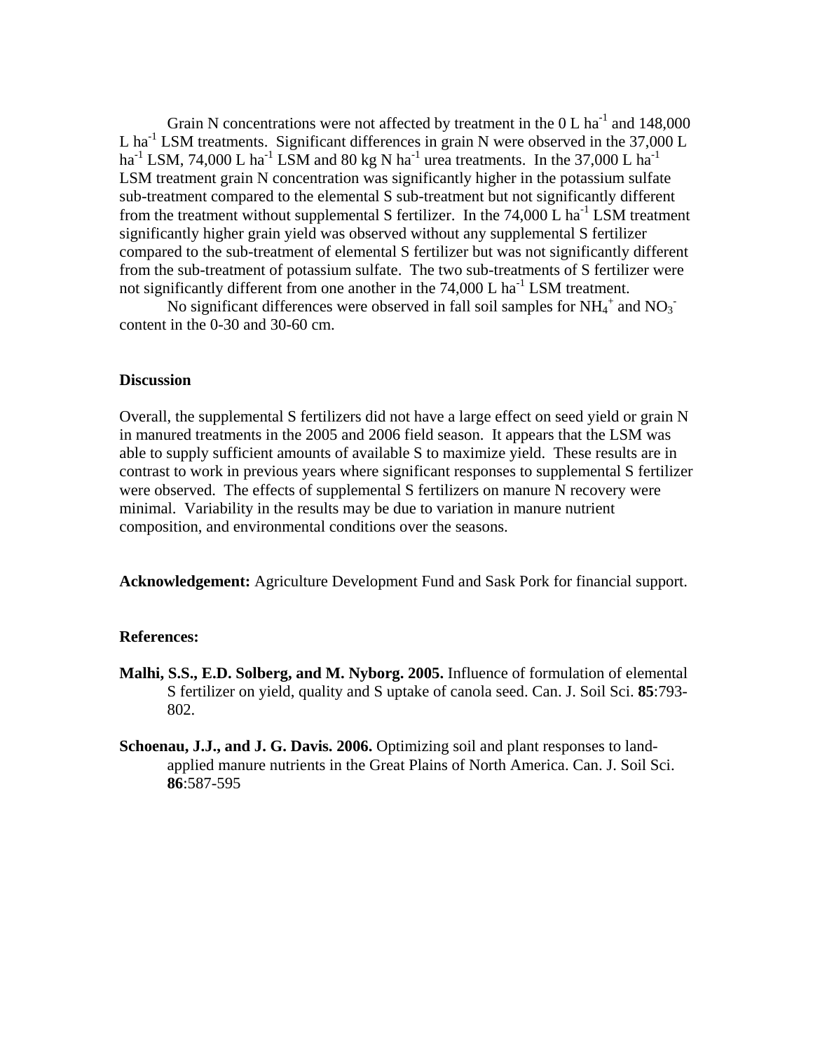Grain N concentrations were not affected by treatment in the 0 L $ha^{-1}$ and 148,000 L $ha^{-1}$ LSM treatments. Significant differences in grain N were observed in the 37,000 L $ha^{-1}$ LSM, 74,000 L $ha^{-1}$ LSM and 80 kg N $ha^{-1}$ urea treatments. In the 37,000 L $ha^{-1}$ LSM treatment grain N concentration was significantly higher in the potassium sulfate sub-treatment compared to the elemental S sub-treatment but not significantly different from the treatment without supplemental S fertilizer. In the 74,000 L $ha^{-1}$ LSM treatment significantly higher grain yield was observed without any supplemental S fertilizer compared to the sub-treatment of elemental S fertilizer but was not significantly different from the sub-treatment of potassium sulfate. The two sub-treatments of S fertilizer were not significantly different from one another in the 74,000 L $ha^{-1}$ LSM treatment.

No significant differences were observed in fall soil samples for $NH_4^+$ and $NO_3^-$ content in the 0-30 and 30-60 cm.

**Discussion**

Overall, the supplemental S fertilizers did not have a large effect on seed yield or grain N in manured treatments in the 2005 and 2006 field season. It appears that the LSM was able to supply sufficient amounts of available S to maximize yield. These results are in contrast to work in previous years where significant responses to supplemental S fertilizer were observed. The effects of supplemental S fertilizers on manure N recovery were minimal. Variability in the results may be due to variation in manure nutrient composition, and environmental conditions over the seasons.

**Acknowledgement:** Agriculture Development Fund and Sask Pork for financial support.

**References:**

**Malhi, S.S., E.D. Solberg, and M. Nyborg. 2005.** Influence of formulation of elemental S fertilizer on yield, quality and S uptake of canola seed. Can. J. Soil Sci. **85**:793-802.

**Schoenau, J.J., and J. G. Davis. 2006.** Optimizing soil and plant responses to land-applied manure nutrients in the Great Plains of North America. Can. J. Soil Sci. **86**:587-595